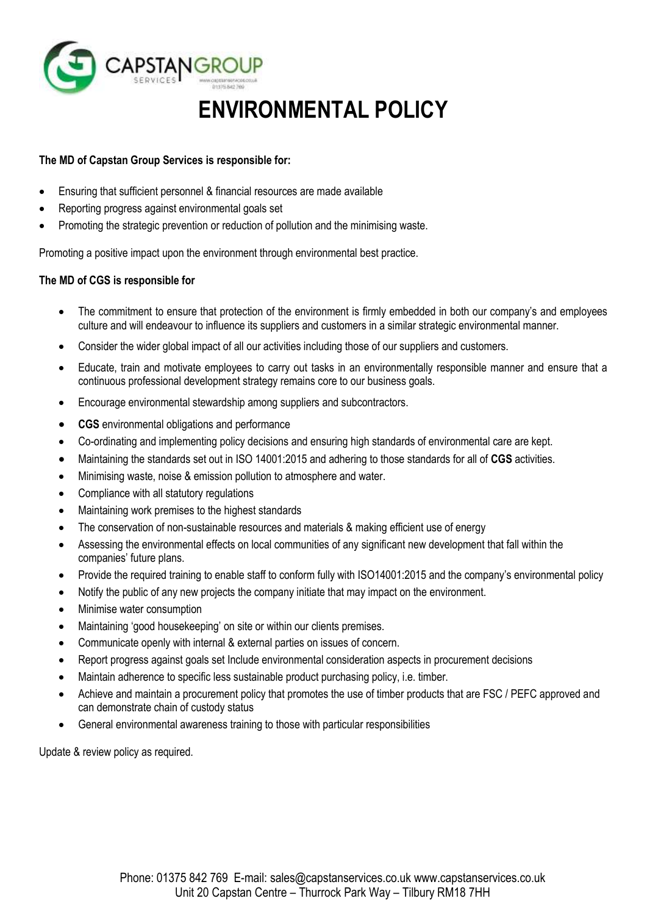# ENVIRONMENTAL POLICY

**The MD of Capstan Group Services is responsible for:**

- Ensuring that sufficient personnel & financial resources are made available
- Reporting progress against environmental goals set
- Promoting the strategic prevention or reduction of pollution and the minimising waste.

Promoting a positive impact upon the environment through environmental best practice.

**The MD of CGS is responsible for**

- The commitment to ensure that protection of the environment is firmly embedded in both our company's and employees culture and will endeavour to influence its suppliers and customers in a similar strategic environmental manner.
- Consider the wider global impact of all our activities including those of our suppliers and customers.
- Educate, train and motivate employees to carry out tasks in an environmentally responsible manner and ensure that a continuous professional development strategy remains core to our business goals.
- Encourage environmental stewardship among suppliers and subcontractors.
- **CGS** environmental obligations and performance
- Co-ordinating and implementing policy decisions and ensuring high standards of environmental care are kept.
- Maintaining the standards set out in ISO 14001:2015 and adhering to those standards for all of **CGS** activities.
- Minimising waste, noise & emission pollution to atmosphere and water.
- Compliance with all statutory regulations
- Maintaining work premises to the highest standards
- The conservation of non-sustainable resources and materials & making efficient use of energy
- Assessing the environmental effects on local communities of any significant new development that fall within the companies' future plans.
- Provide the required training to enable staff to conform fully with ISO14001:2015 and the company's environmental policy
- Notify the public of any new projects the company initiate that may impact on the environment.
- Minimise water consumption
- Maintaining 'good housekeeping' on site or within our clients premises.
- Communicate openly with internal & external parties on issues of concern.
- Report progress against goals set Include environmental consideration aspects in procurement decisions
- Maintain adherence to specific less sustainable product purchasing policy, i.e. timber.
- Achieve and maintain a procurement policy that promotes the use of timber products that are FSC / PEFC approved and can demonstrate chain of custody status
- General environmental awareness training to those with particular responsibilities

Update & review policy as required.

Phone: 01375 842 769 E-mail: sales@capstanservices.co.uk www.capstanservices.co.uk
Unit 20 Capstan Centre – Thurrock Park Way – Tilbury RM18 7HH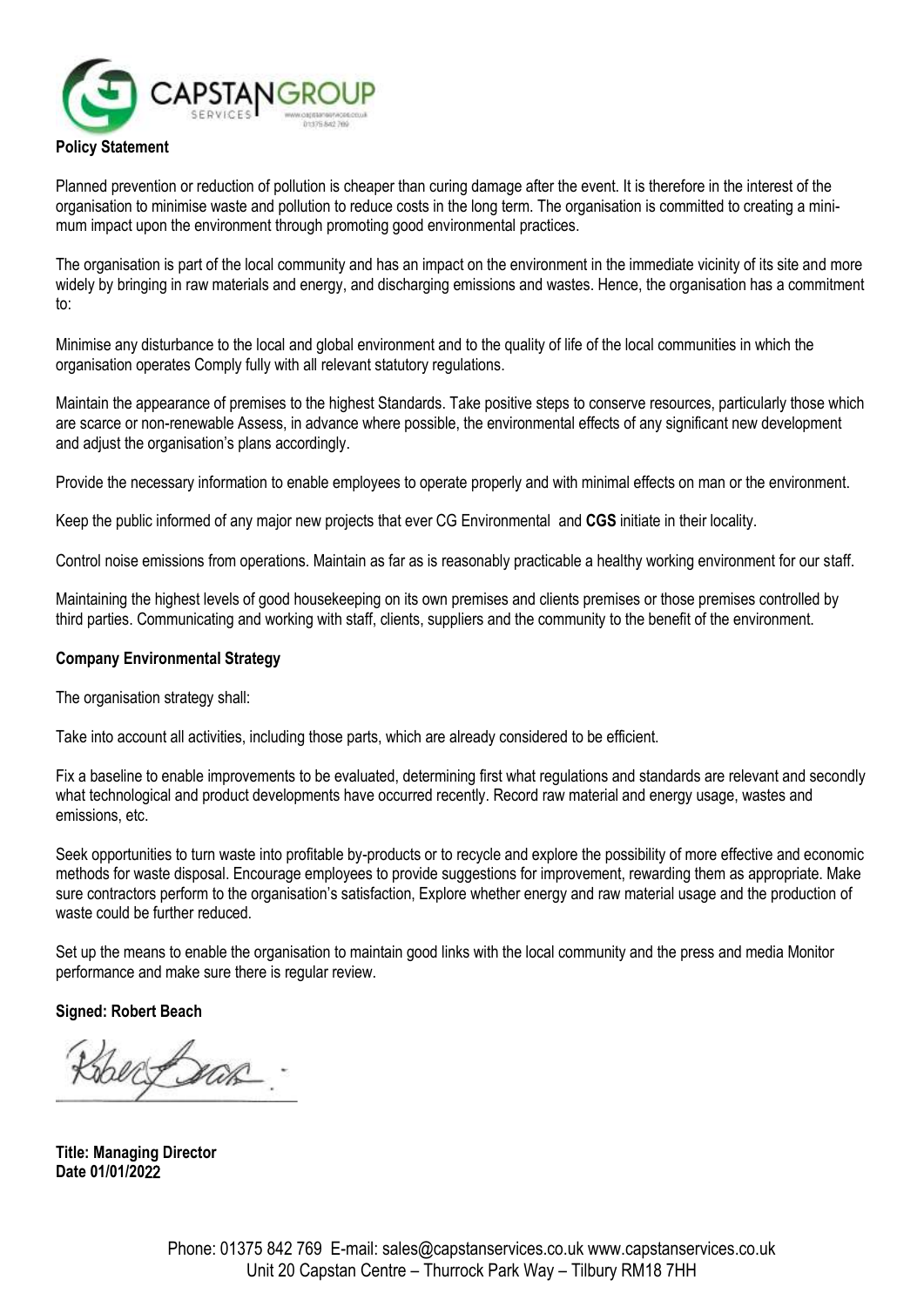**Policy Statement**

Planned prevention or reduction of pollution is cheaper than curing damage after the event. It is therefore in the interest of the organisation to minimise waste and pollution to reduce costs in the long term. The organisation is committed to creating a minimum impact upon the environment through promoting good environmental practices.

The organisation is part of the local community and has an impact on the environment in the immediate vicinity of its site and more widely by bringing in raw materials and energy, and discharging emissions and wastes. Hence, the organisation has a commitment to:

Minimise any disturbance to the local and global environment and to the quality of life of the local communities in which the organisation operates Comply fully with all relevant statutory regulations.

Maintain the appearance of premises to the highest Standards. Take positive steps to conserve resources, particularly those which are scarce or non-renewable Assess, in advance where possible, the environmental effects of any significant new development and adjust the organisation's plans accordingly.

Provide the necessary information to enable employees to operate properly and with minimal effects on man or the environment.

Keep the public informed of any major new projects that ever CG Environmental and **CGS** initiate in their locality.

Control noise emissions from operations. Maintain as far as is reasonably practicable a healthy working environment for our staff.

Maintaining the highest levels of good housekeeping on its own premises and clients premises or those premises controlled by third parties. Communicating and working with staff, clients, suppliers and the community to the benefit of the environment.

**Company Environmental Strategy**

The organisation strategy shall:

Take into account all activities, including those parts, which are already considered to be efficient.

Fix a baseline to enable improvements to be evaluated, determining first what regulations and standards are relevant and secondly what technological and product developments have occurred recently. Record raw material and energy usage, wastes and emissions, etc.

Seek opportunities to turn waste into profitable by-products or to recycle and explore the possibility of more effective and economic methods for waste disposal. Encourage employees to provide suggestions for improvement, rewarding them as appropriate. Make sure contractors perform to the organisation's satisfaction, Explore whether energy and raw material usage and the production of waste could be further reduced.

Set up the means to enable the organisation to maintain good links with the local community and the press and media Monitor performance and make sure there is regular review.

**Signed: Robert Beach**

**Title: Managing Director**
**Date 01/01/2022**